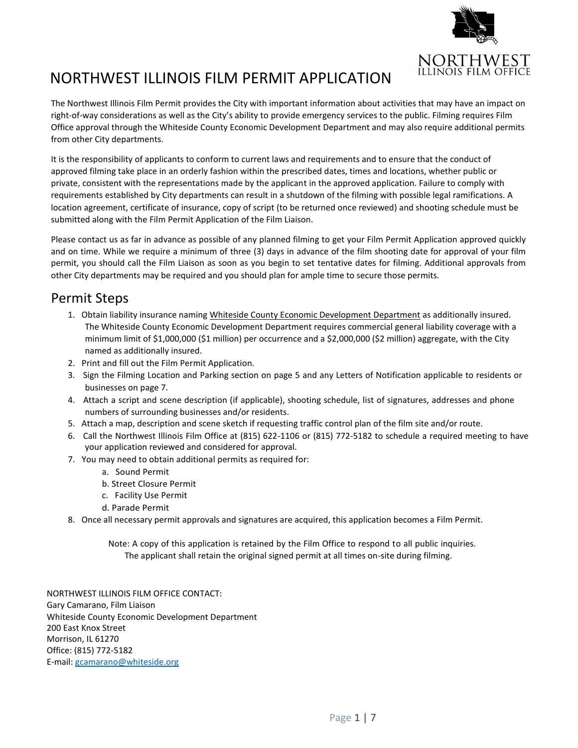# NORTHWEST ILLINOIS FILM PERMIT APPLICATION

The Northwest Illinois Film Permit provides the City with important information about activities that may have an impact on right-of-way considerations as well as the City's ability to provide emergency services to the public. Filming requires Film Office approval through the Whiteside County Economic Development Department and may also require additional permits from other City departments.

It is the responsibility of applicants to conform to current laws and requirements and to ensure that the conduct of approved filming take place in an orderly fashion within the prescribed dates, times and locations, whether public or private, consistent with the representations made by the applicant in the approved application. Failure to comply with requirements established by City departments can result in a shutdown of the filming with possible legal ramifications. A location agreement, certificate of insurance, copy of script (to be returned once reviewed) and shooting schedule must be submitted along with the Film Permit Application of the Film Liaison.

Please contact us as far in advance as possible of any planned filming to get your Film Permit Application approved quickly and on time. While we require a minimum of three (3) days in advance of the film shooting date for approval of your film permit, you should call the Film Liaison as soon as you begin to set tentative dates for filming. Additional approvals from other City departments may be required and you should plan for ample time to secure those permits.

## Permit Steps

1. Obtain liability insurance naming Whiteside County Economic Development Department as additionally insured. The Whiteside County Economic Development Department requires commercial general liability coverage with a minimum limit of $1,000,000 ($1 million) per occurrence and a $2,000,000 ($2 million) aggregate, with the City named as additionally insured.
2. Print and fill out the Film Permit Application.
3. Sign the Filming Location and Parking section on page 5 and any Letters of Notification applicable to residents or businesses on page 7.
4. Attach a script and scene description (if applicable), shooting schedule, list of signatures, addresses and phone numbers of surrounding businesses and/or residents.
5. Attach a map, description and scene sketch if requesting traffic control plan of the film site and/or route.
6. Call the Northwest Illinois Film Office at (815) 622-1106 or (815) 772-5182 to schedule a required meeting to have your application reviewed and considered for approval.
7. You may need to obtain additional permits as required for:
   a. Sound Permit
   b. Street Closure Permit
   c. Facility Use Permit
   d. Parade Permit
8. Once all necessary permit approvals and signatures are acquired, this application becomes a Film Permit.

Note: A copy of this application is retained by the Film Office to respond to all public inquiries.
The applicant shall retain the original signed permit at all times on-site during filming.

NORTHWEST ILLINOIS FILM OFFICE CONTACT:
Gary Camarano, Film Liaison
Whiteside County Economic Development Department
200 East Knox Street
Morrison, IL 61270
Office: (815) 772-5182
E-mail: gcamarano@whiteside.org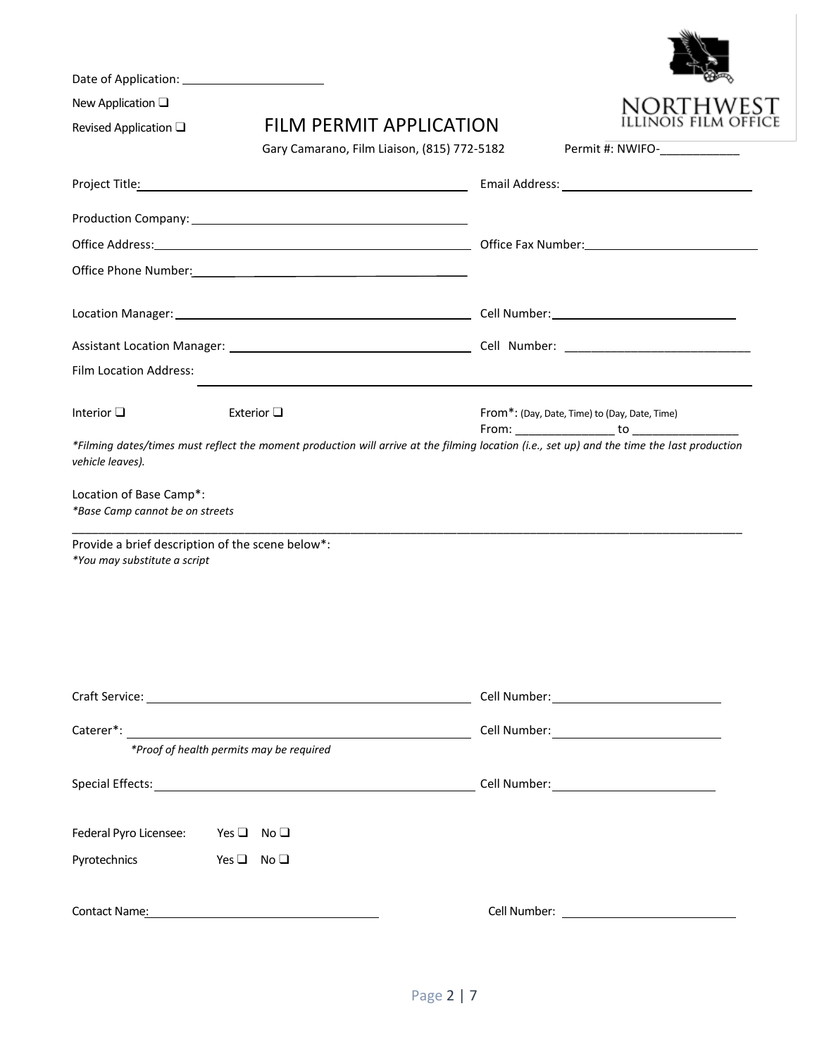Date of Application: ____________________

New Application ❑

Revised Application ❑

NORTHWEST ILLINOIS FILM OFFICE

# FILM PERMIT APPLICATION

Gary Camarano, Film Liaison, (815) 772-5182

Permit #: NWIFO-____________

Project Title: ____________________ Email Address: ____________________

Production Company: ____________________

Office Address: ____________________ Office Fax Number: ____________________

Office Phone Number: ____________________

Location Manager: ____________________ Cell Number: ____________________

Assistant Location Manager: ____________________ Cell Number: ____________________

Film Location Address: ____________________

Interior ❑ Exterior ❑

From*: (Day, Date, Time) to (Day, Date, Time)
From: _______________ to _______________

*Filming dates/times must reflect the moment production will arrive at the filming location (i.e., set up) and the time the last production vehicle leaves).*

Location of Base Camp*:
*Base Camp cannot be on streets*

____________________________________________________________

Provide a brief description of the scene below*:
*You may substitute a script*

Craft Service: ____________________ Cell Number: ____________________

Caterer*: ____________________ Cell Number: ____________________
*Proof of health permits may be required*

Special Effects: ____________________ Cell Number: ____________________

Federal Pyro Licensee: Yes ❑ No ❑

Pyrotechnics Yes ❑ No ❑

Contact Name: ____________________ Cell Number: ____________________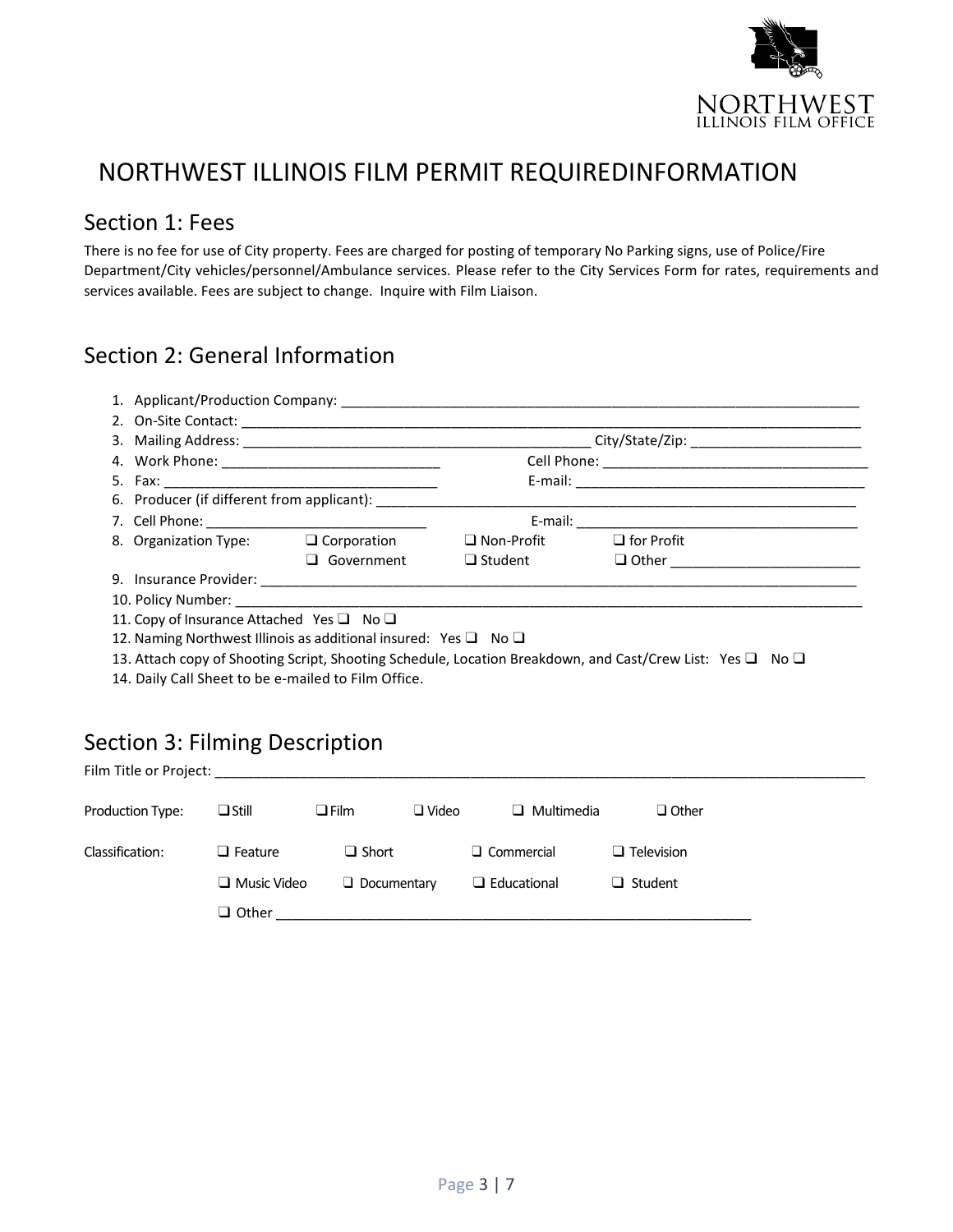# NORTHWEST ILLINOIS FILM PERMIT REQUIREDINFORMATION

## Section 1: Fees

There is no fee for use of City property. Fees are charged for posting of temporary No Parking signs, use of Police/Fire Department/City vehicles/personnel/Ambulance services. Please refer to the City Services Form for rates, requirements and services available. Fees are subject to change. Inquire with Film Liaison.

## Section 2: General Information

1. Applicant/Production Company: ______________________________________________________________________
2. On-Site Contact: ________________________________________________________________________________
3. Mailing Address: _____________________________________________ City/State/Zip: _____________________
4. Work Phone: ____________________________ Cell Phone: __________________________________
5. Fax: ___________________________________ E-mail: _____________________________________
6. Producer (if different from applicant): _________________________________________________________
7. Cell Phone: ____________________________ E-mail: ____________________________________
8. Organization Type: ❑ Corporation ❑ Non-Profit ❑ for Profit ❑ Government ❑ Student ❑ Other _______________________
9. Insurance Provider: _______________________________________________________________________
10. Policy Number: __________________________________________________________________________
11. Copy of Insurance Attached Yes ❑ No ❑
12. Naming Northwest Illinois as additional insured: Yes ❑ No ❑
13. Attach copy of Shooting Script, Shooting Schedule, Location Breakdown, and Cast/Crew List: Yes ❑ No ❑
14. Daily Call Sheet to be e-mailed to Film Office.

## Section 3: Filming Description

Film Title or Project: ____________________________________________________________________________

Production Type: ❑ Still ❑ Film ❑ Video ❑ Multimedia ❑ Other

Classification: ❑ Feature ❑ Short ❑ Commercial ❑ Television

❑ Music Video ❑ Documentary ❑ Educational ❑ Student

❑ Other ___________________________________________________________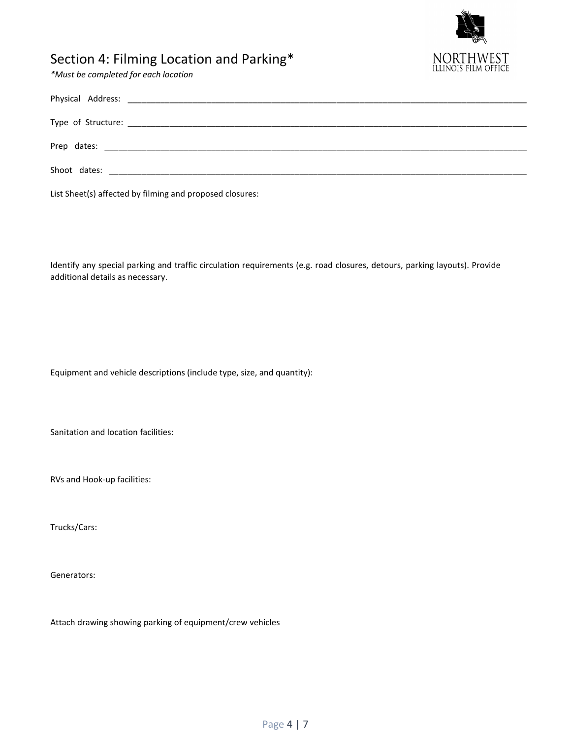## Section 4: Filming Location and Parking*

*\*Must be completed for each location*

Physical Address: ______________________________________________________________________________

Type of Structure: ______________________________________________________________________________

Prep dates: ___________________________________________________________________________________

Shoot dates: __________________________________________________________________________________

List Sheet(s) affected by filming and proposed closures:

Identify any special parking and traffic circulation requirements (e.g. road closures, detours, parking layouts). Provide additional details as necessary.

Equipment and vehicle descriptions (include type, size, and quantity):

Sanitation and location facilities:

RVs and Hook-up facilities:

Trucks/Cars:

Generators:

Attach drawing showing parking of equipment/crew vehicles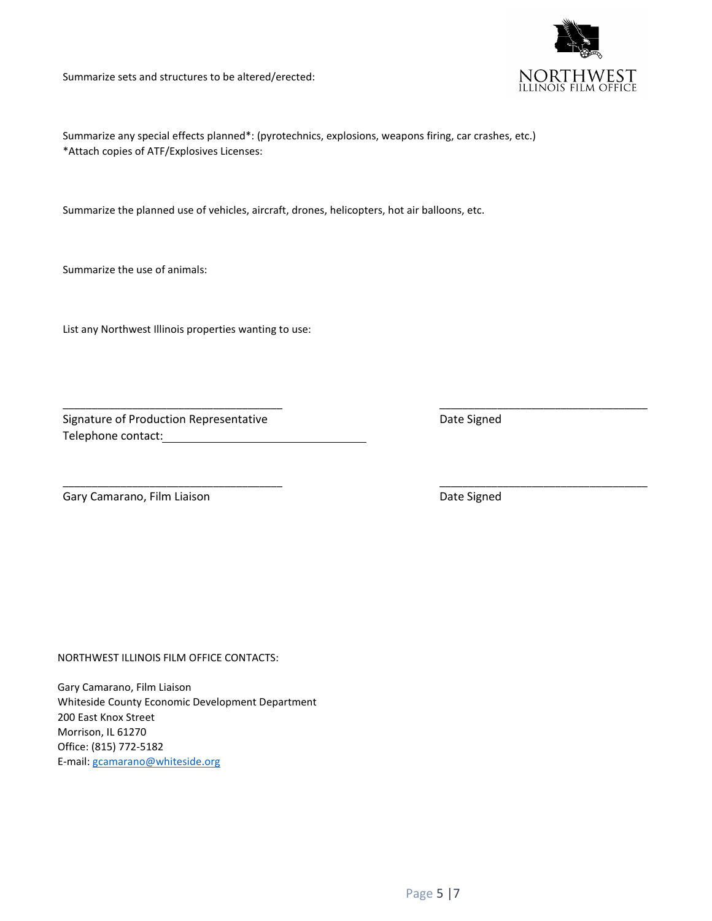Summarize sets and structures to be altered/erected:

Summarize any special effects planned*: (pyrotechnics, explosions, weapons firing, car crashes, etc.)
*Attach copies of ATF/Explosives Licenses:

Summarize the planned use of vehicles, aircraft, drones, helicopters, hot air balloons, etc.

Summarize the use of animals:

List any Northwest Illinois properties wanting to use:

___________________________________ ___________________________________

Signature of Production Representative Date Signed

Telephone contact: ______________________________

___________________________________ ___________________________________

Gary Camarano, Film Liaison Date Signed

NORTHWEST ILLINOIS FILM OFFICE CONTACTS:

Gary Camarano, Film Liaison
Whiteside County Economic Development Department
200 East Knox Street
Morrison, IL 61270
Office: (815) 772-5182
E-mail: gcamarano@whiteside.org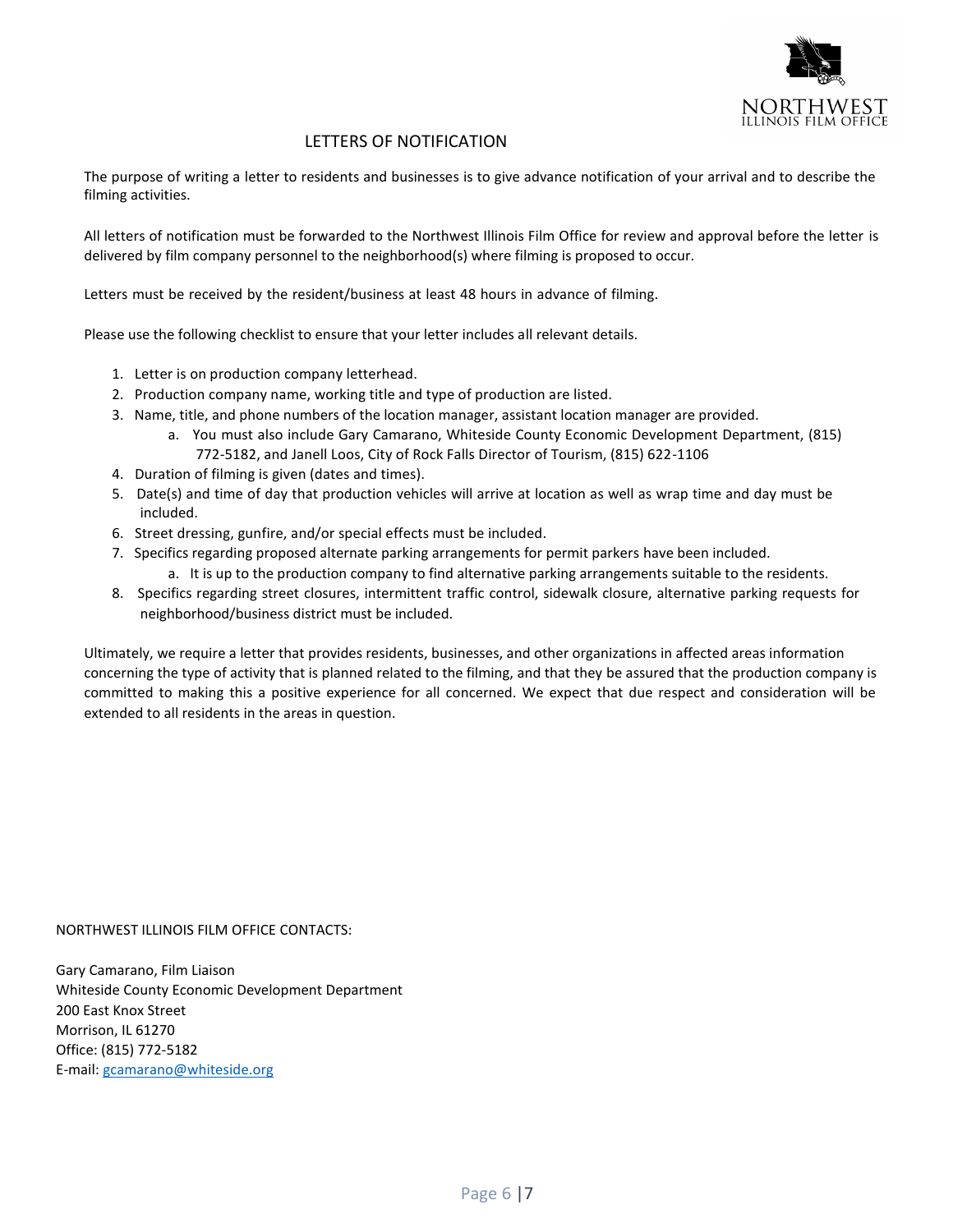# LETTERS OF NOTIFICATION

The purpose of writing a letter to residents and businesses is to give advance notification of your arrival and to describe the filming activities.

All letters of notification must be forwarded to the Northwest Illinois Film Office for review and approval before the letter is delivered by film company personnel to the neighborhood(s) where filming is proposed to occur.

Letters must be received by the resident/business at least 48 hours in advance of filming.

Please use the following checklist to ensure that your letter includes all relevant details.

1. Letter is on production company letterhead.
2. Production company name, working title and type of production are listed.
3. Name, title, and phone numbers of the location manager, assistant location manager are provided.
   a. You must also include Gary Camarano, Whiteside County Economic Development Department, (815) 772-5182, and Janell Loos, City of Rock Falls Director of Tourism, (815) 622-1106
4. Duration of filming is given (dates and times).
5. Date(s) and time of day that production vehicles will arrive at location as well as wrap time and day must be included.
6. Street dressing, gunfire, and/or special effects must be included.
7. Specifics regarding proposed alternate parking arrangements for permit parkers have been included.
   a. It is up to the production company to find alternative parking arrangements suitable to the residents.
8. Specifics regarding street closures, intermittent traffic control, sidewalk closure, alternative parking requests for neighborhood/business district must be included.

Ultimately, we require a letter that provides residents, businesses, and other organizations in affected areas information concerning the type of activity that is planned related to the filming, and that they be assured that the production company is committed to making this a positive experience for all concerned. We expect that due respect and consideration will be extended to all residents in the areas in question.

NORTHWEST ILLINOIS FILM OFFICE CONTACTS:

Gary Camarano, Film Liaison
Whiteside County Economic Development Department
200 East Knox Street
Morrison, IL 61270
Office: (815) 772-5182
E-mail: gcamarano@whiteside.org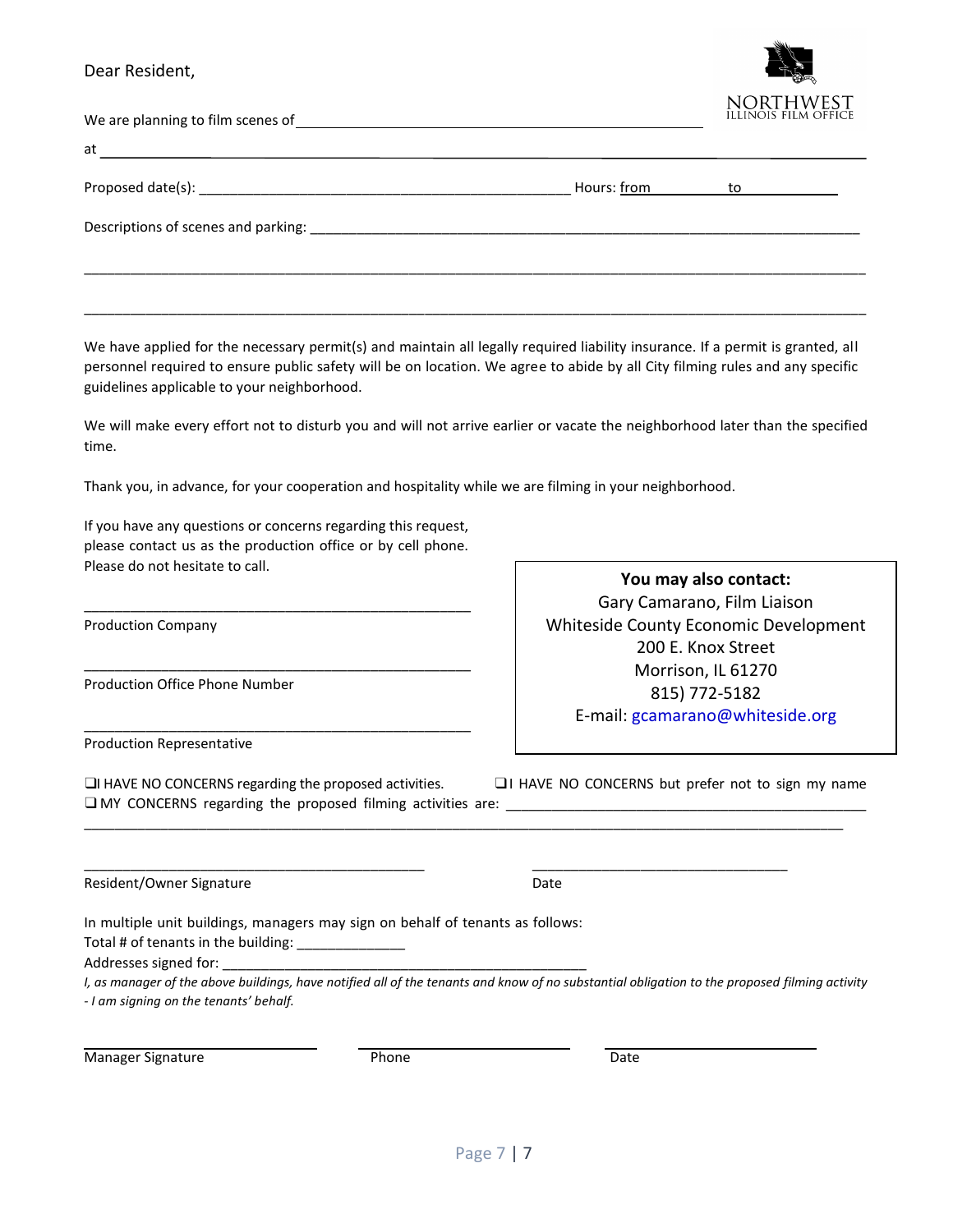Dear Resident,

NORTHWEST ILLINOIS FILM OFFICE

We are planning to film scenes of ______________________________________________

at ______________________________________________________________________

Proposed date(s): _______________________________________ Hours: from __________ to __________

Descriptions of scenes and parking: ___________________________________________________________

______________________________________________________________________________________

______________________________________________________________________________________

We have applied for the necessary permit(s) and maintain all legally required liability insurance. If a permit is granted, all personnel required to ensure public safety will be on location. We agree to abide by all City filming rules and any specific guidelines applicable to your neighborhood.

We will make every effort not to disturb you and will not arrive earlier or vacate the neighborhood later than the specified time.

Thank you, in advance, for your cooperation and hospitality while we are filming in your neighborhood.

If you have any questions or concerns regarding this request, please contact us as the production office or by cell phone. Please do not hesitate to call.

_____________________________________________

Production Company

_____________________________________________

Production Office Phone Number

_____________________________________________

Production Representative

**You may also contact:**
Gary Camarano, Film Liaison
Whiteside County Economic Development
200 E. Knox Street
Morrison, IL 61270
815) 772-5182
E-mail: gcamarano@whiteside.org

❑ I HAVE NO CONCERNS regarding the proposed activities. ❑ I HAVE NO CONCERNS but prefer not to sign my name

❑ MY CONCERNS regarding the proposed filming activities are: ________________________________________

______________________________________________________________________________________

_________________________________________ _______________________________

Resident/Owner Signature Date

In multiple unit buildings, managers may sign on behalf of tenants as follows:

Total # of tenants in the building: ______________

Addresses signed for: _____________________________________________

*I, as manager of the above buildings, have notified all of the tenants and know of no substantial obligation to the proposed filming activity - I am signing on the tenants' behalf.*

_________________________ _________________________ _________________________

Manager Signature Phone Date